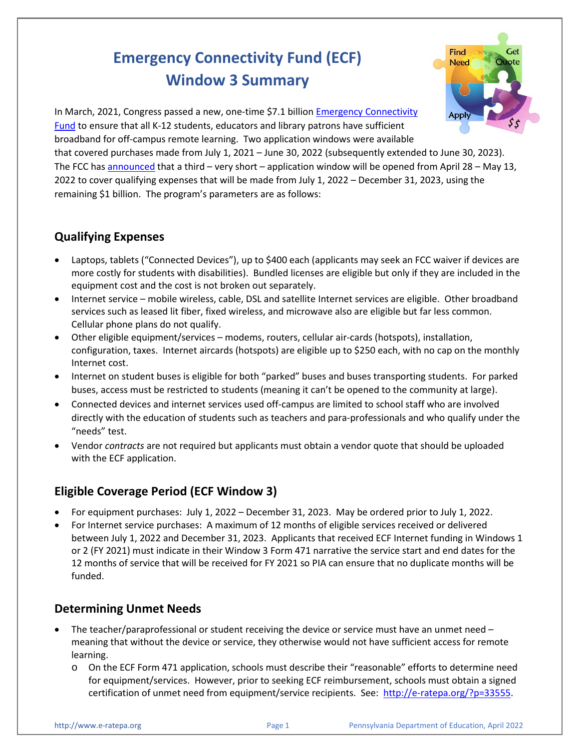# Emergency Connectivity Fund (ECF) Window 3 Summary

In March, 2021, Congress passed a new, one-time $7.1 billion Emergency Connectivity Fund to ensure that all K-12 students, educators and library patrons have sufficient broadband for off-campus remote learning. Two application windows were available that covered purchases made from July 1, 2021 – June 30, 2022 (subsequently extended to June 30, 2023). The FCC has announced that a third – very short – application window will be opened from April 28 – May 13, 2022 to cover qualifying expenses that will be made from July 1, 2022 – December 31, 2023, using the remaining $1 billion. The program's parameters are as follows:

## Qualifying Expenses

- Laptops, tablets ("Connected Devices"), up to $400 each (applicants may seek an FCC waiver if devices are more costly for students with disabilities). Bundled licenses are eligible but only if they are included in the equipment cost and the cost is not broken out separately.
- Internet service – mobile wireless, cable, DSL and satellite Internet services are eligible. Other broadband services such as leased lit fiber, fixed wireless, and microwave also are eligible but far less common. Cellular phone plans do not qualify.
- Other eligible equipment/services – modems, routers, cellular air-cards (hotspots), installation, configuration, taxes. Internet aircards (hotspots) are eligible up to $250 each, with no cap on the monthly Internet cost.
- Internet on student buses is eligible for both "parked" buses and buses transporting students. For parked buses, access must be restricted to students (meaning it can't be opened to the community at large).
- Connected devices and internet services used off-campus are limited to school staff who are involved directly with the education of students such as teachers and para-professionals and who qualify under the "needs" test.
- Vendor *contracts* are not required but applicants must obtain a vendor quote that should be uploaded with the ECF application.

## Eligible Coverage Period (ECF Window 3)

- For equipment purchases: July 1, 2022 – December 31, 2023. May be ordered prior to July 1, 2022.
- For Internet service purchases: A maximum of 12 months of eligible services received or delivered between July 1, 2022 and December 31, 2023. Applicants that received ECF Internet funding in Windows 1 or 2 (FY 2021) must indicate in their Window 3 Form 471 narrative the service start and end dates for the 12 months of service that will be received for FY 2021 so PIA can ensure that no duplicate months will be funded.

## Determining Unmet Needs

- The teacher/paraprofessional or student receiving the device or service must have an unmet need – meaning that without the device or service, they otherwise would not have sufficient access for remote learning.
  - On the ECF Form 471 application, schools must describe their "reasonable" efforts to determine need for equipment/services. However, prior to seeking ECF reimbursement, schools must obtain a signed certification of unmet need from equipment/service recipients. See: http://e-ratepa.org/?p=33555.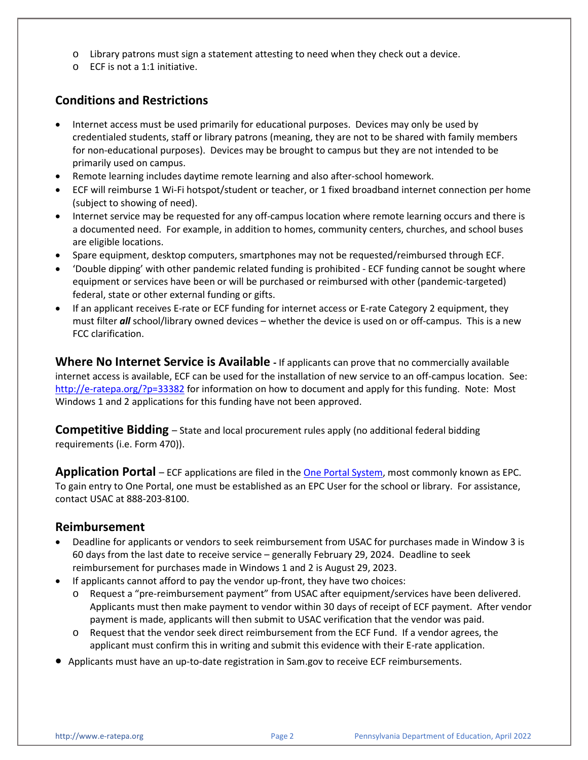- Library patrons must sign a statement attesting to need when they check out a device.
- ECF is not a 1:1 initiative.

## Conditions and Restrictions

- Internet access must be used primarily for educational purposes. Devices may only be used by credentialed students, staff or library patrons (meaning, they are not to be shared with family members for non-educational purposes). Devices may be brought to campus but they are not intended to be primarily used on campus.
- Remote learning includes daytime remote learning and also after-school homework.
- ECF will reimburse 1 Wi-Fi hotspot/student or teacher, or 1 fixed broadband internet connection per home (subject to showing of need).
- Internet service may be requested for any off-campus location where remote learning occurs and there is a documented need. For example, in addition to homes, community centers, churches, and school buses are eligible locations.
- Spare equipment, desktop computers, smartphones may not be requested/reimbursed through ECF.
- 'Double dipping' with other pandemic related funding is prohibited - ECF funding cannot be sought where equipment or services have been or will be purchased or reimbursed with other (pandemic-targeted) federal, state or other external funding or gifts.
- If an applicant receives E-rate or ECF funding for internet access or E-rate Category 2 equipment, they must filter ***all*** school/library owned devices – whether the device is used on or off-campus. This is a new FCC clarification.

**Where No Internet Service is Available -** If applicants can prove that no commercially available internet access is available, ECF can be used for the installation of new service to an off-campus location. See: [http://e-ratepa.org/?p=33382](http://e-ratepa.org/?p=33382) for information on how to document and apply for this funding. Note: Most Windows 1 and 2 applications for this funding have not been approved.

**Competitive Bidding** – State and local procurement rules apply (no additional federal bidding requirements (i.e. Form 470)).

**Application Portal** – ECF applications are filed in the One Portal System, most commonly known as EPC. To gain entry to One Portal, one must be established as an EPC User for the school or library. For assistance, contact USAC at 888-203-8100.

## Reimbursement

- Deadline for applicants or vendors to seek reimbursement from USAC for purchases made in Window 3 is 60 days from the last date to receive service – generally February 29, 2024. Deadline to seek reimbursement for purchases made in Windows 1 and 2 is August 29, 2023.
- If applicants cannot afford to pay the vendor up-front, they have two choices:
  - Request a "pre-reimbursement payment" from USAC after equipment/services have been delivered. Applicants must then make payment to vendor within 30 days of receipt of ECF payment. After vendor payment is made, applicants will then submit to USAC verification that the vendor was paid.
  - Request that the vendor seek direct reimbursement from the ECF Fund. If a vendor agrees, the applicant must confirm this in writing and submit this evidence with their E-rate application.
- Applicants must have an up-to-date registration in Sam.gov to receive ECF reimbursements.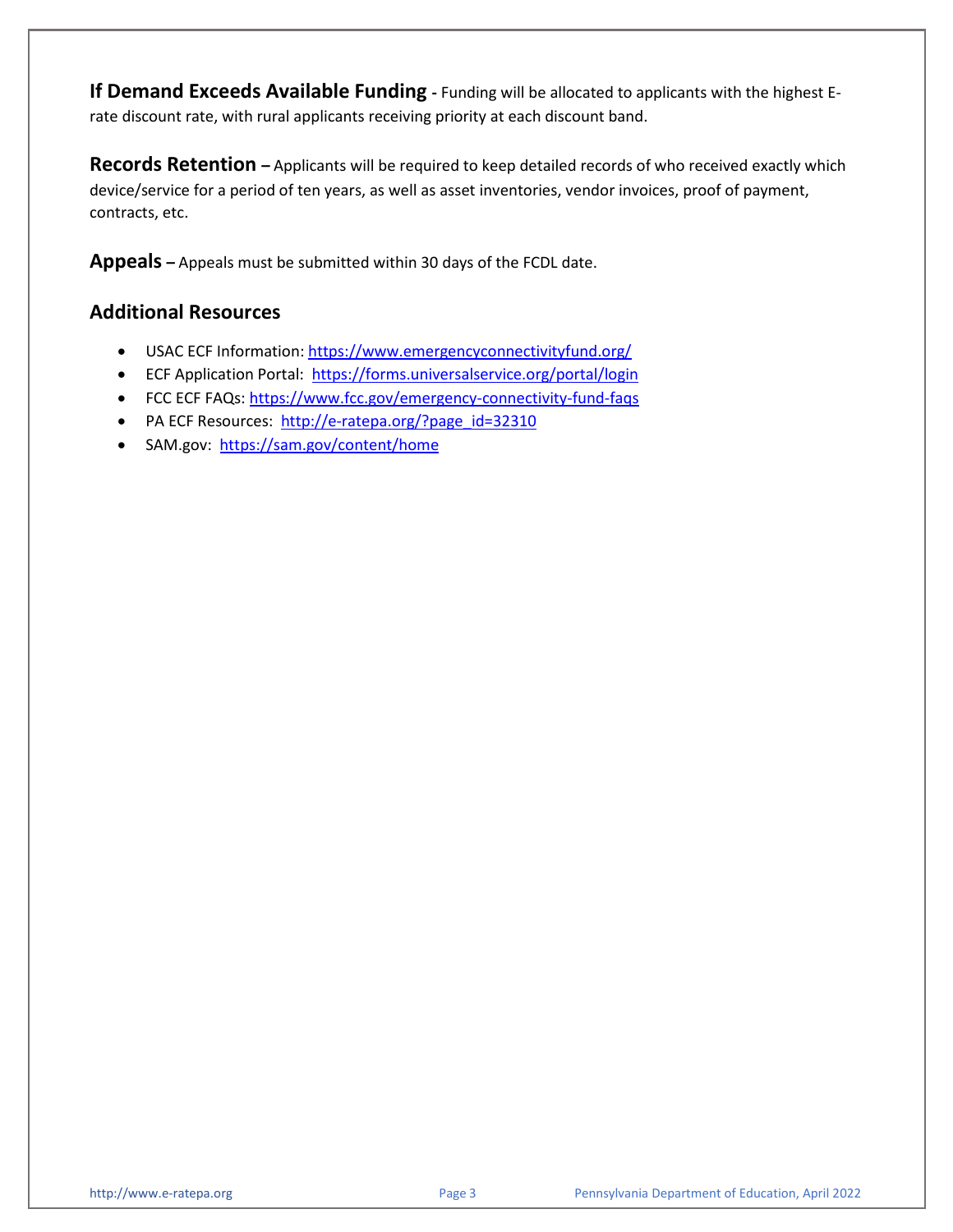**If Demand Exceeds Available Funding** - Funding will be allocated to applicants with the highest E-rate discount rate, with rural applicants receiving priority at each discount band.

**Records Retention –** Applicants will be required to keep detailed records of who received exactly which device/service for a period of ten years, as well as asset inventories, vendor invoices, proof of payment, contracts, etc.

**Appeals –** Appeals must be submitted within 30 days of the FCDL date.

## Additional Resources

- USAC ECF Information: https://www.emergencyconnectivityfund.org/
- ECF Application Portal: https://forms.universalservice.org/portal/login
- FCC ECF FAQs: https://www.fcc.gov/emergency-connectivity-fund-faqs
- PA ECF Resources: http://e-ratepa.org/?page_id=32310
- SAM.gov: https://sam.gov/content/home